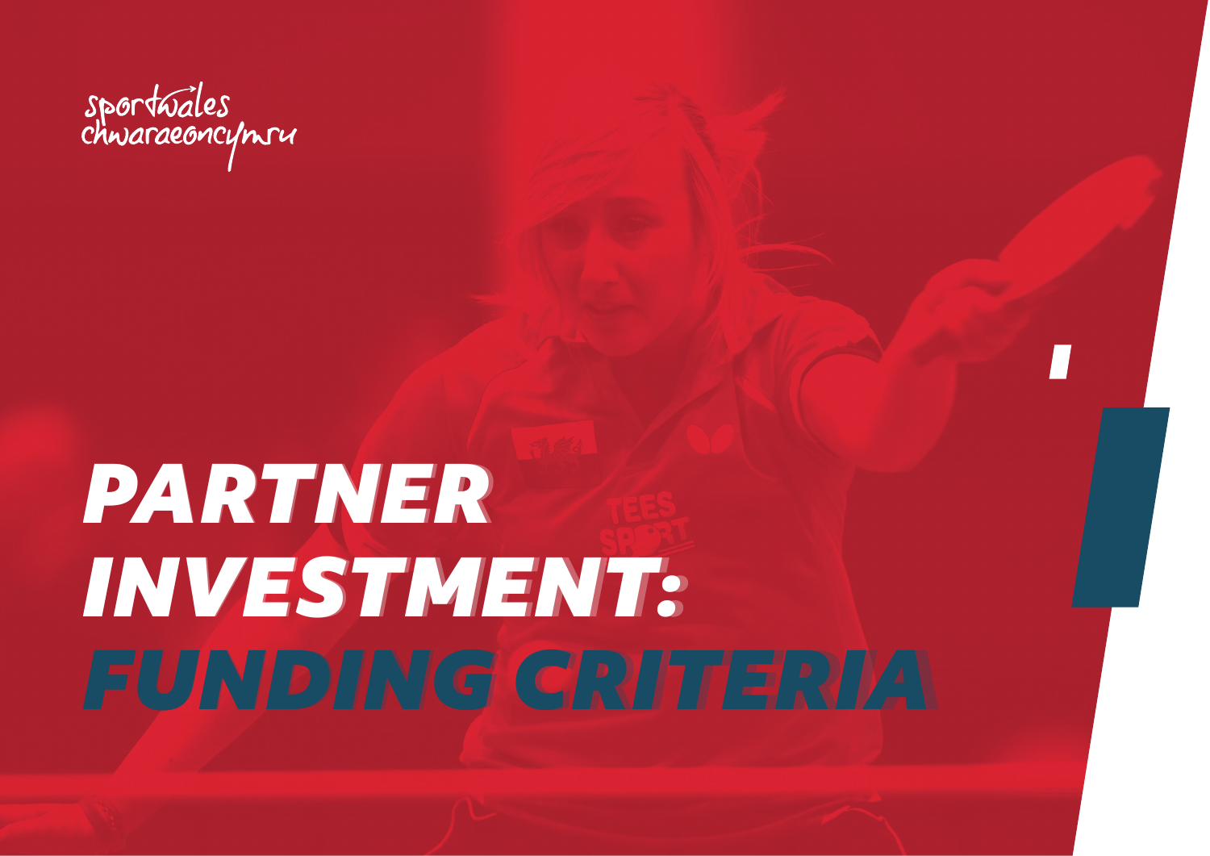sportwales
chwaraeoncymru

# PARTNER INVESTMENT: FUNDING CRITERIA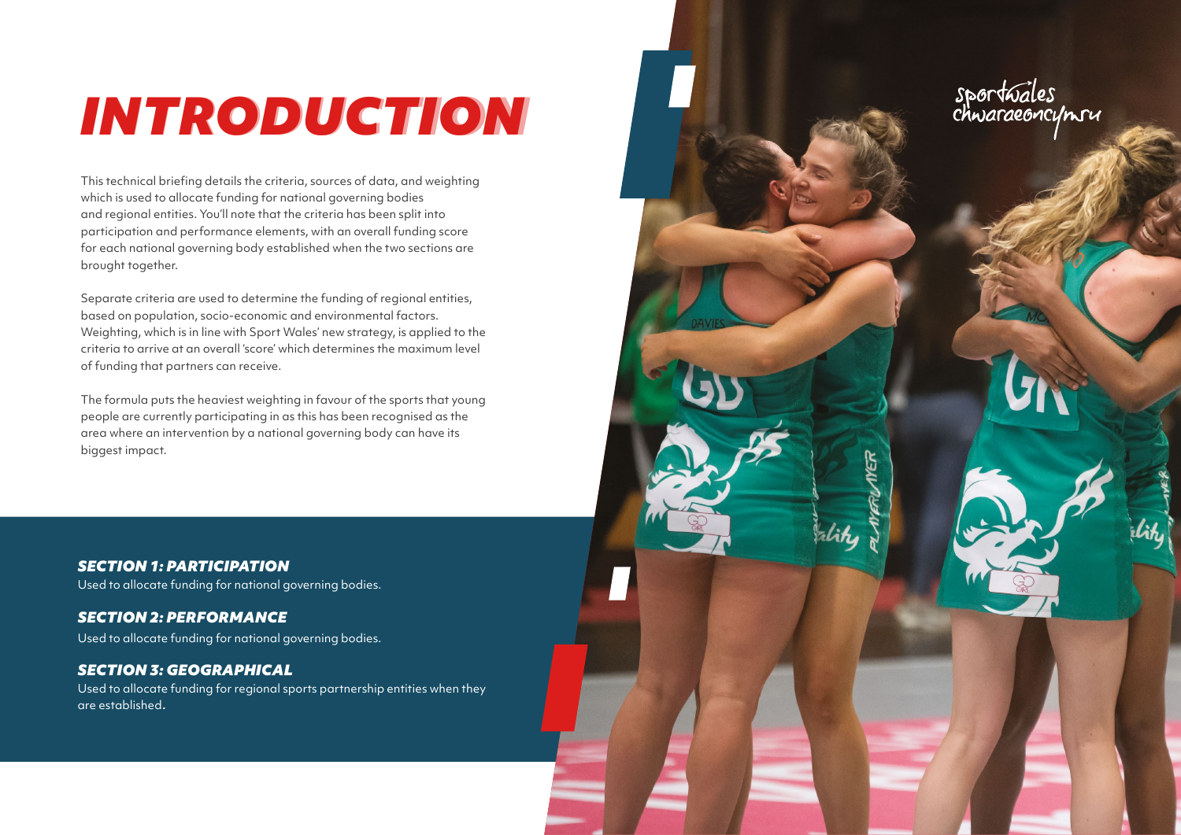# INTRODUCTION

This technical briefing details the criteria, sources of data, and weighting which is used to allocate funding for national governing bodies and regional entities. You'll note that the criteria has been split into participation and performance elements, with an overall funding score for each national governing body established when the two sections are brought together.

Separate criteria are used to determine the funding of regional entities, based on population, socio-economic and environmental factors. Weighting, which is in line with Sport Wales' new strategy, is applied to the criteria to arrive at an overall 'score' which determines the maximum level of funding that partners can receive.

The formula puts the heaviest weighting in favour of the sports that young people are currently participating in as this has been recognised as the area where an intervention by a national governing body can have its biggest impact.

### *SECTION 1: PARTICIPATION*

Used to allocate funding for national governing bodies.

### *SECTION 2: PERFORMANCE*

Used to allocate funding for national governing bodies.

### *SECTION 3: GEOGRAPHICAL*

Used to allocate funding for regional sports partnership entities when they are established.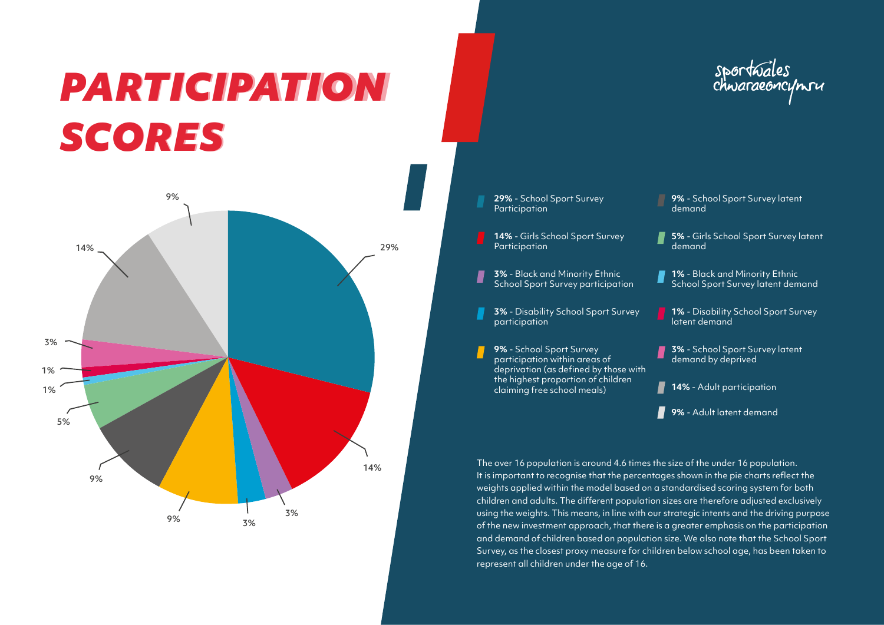# PARTICIPATION SCORES

sportwales
chwaraeoncymru

- **29%** - School Sport Survey Participation
- **14%** - Girls School Sport Survey Participation
- **3%** - Black and Minority Ethnic School Sport Survey participation
- **3%** - Disability School Sport Survey participation
- **9%** - School Sport Survey participation within areas of deprivation (as defined by those with the highest proportion of children claiming free school meals)
- **9%** - School Sport Survey latent demand
- **5%** - Girls School Sport Survey latent demand
- **1%** - Black and Minority Ethnic School Sport Survey latent demand
- **1%** - Disability School Sport Survey latent demand
- **3%** - School Sport Survey latent demand by deprived
- **14%** - Adult participation
- **9%** - Adult latent demand

The over 16 population is around 4.6 times the size of the under 16 population. It is important to recognise that the percentages shown in the pie charts reflect the weights applied within the model based on a standardised scoring system for both children and adults. The different population sizes are therefore adjusted exclusively using the weights. This means, in line with our strategic intents and the driving purpose of the new investment approach, that there is a greater emphasis on the participation and demand of children based on population size. We also note that the School Sport Survey, as the closest proxy measure for children below school age, has been taken to represent all children under the age of 16.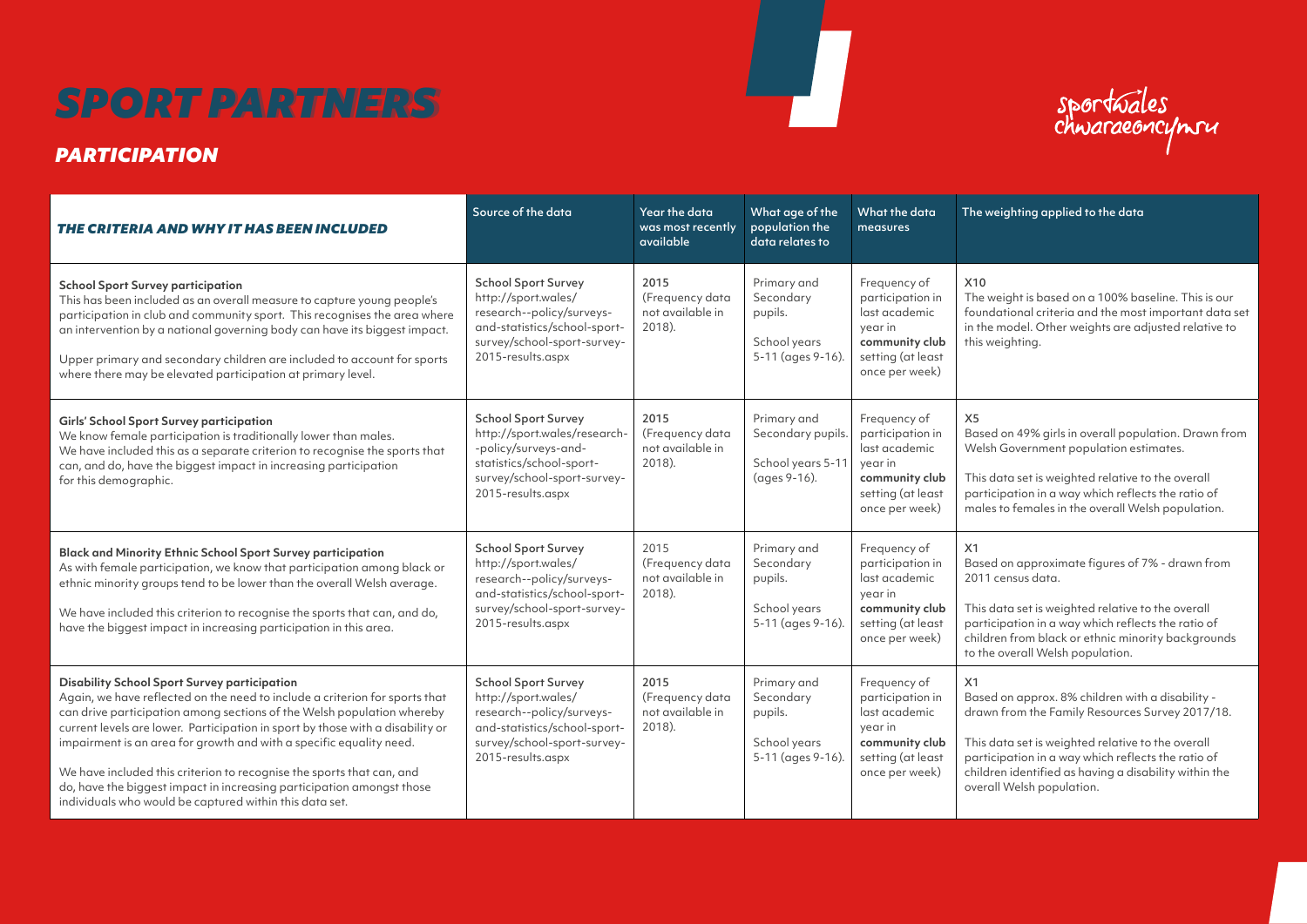# SPORT PARTNERS

## PARTICIPATION

| *THE CRITERIA AND WHY IT HAS BEEN INCLUDED* | Source of the data | Year the data was most recently available | What age of the population the data relates to | What the data measures | The weighting applied to the data |
|---|---|---|---|---|---|
| **School Sport Survey participation**<br>This has been included as an overall measure to capture young people's participation in club and community sport. This recognises the area where an intervention by a national governing body can have its biggest impact.<br><br>Upper primary and secondary children are included to account for sports where there may be elevated participation at primary level. | School Sport Survey http://sport.wales/research--policy/surveys-and-statistics/school-sport-survey/school-sport-survey-2015-results.aspx | 2015 (Frequency data not available in 2018). | Primary and Secondary pupils.<br><br>School years 5-11 (ages 9-16). | Frequency of participation in last academic year in **community club** setting (at least once per week) | X10<br>The weight is based on a 100% baseline. This is our foundational criteria and the most important data set in the model. Other weights are adjusted relative to this weighting. |
| **Girls' School Sport Survey participation**<br>We know female participation is traditionally lower than males. We have included this as a separate criterion to recognise the sports that can, and do, have the biggest impact in increasing participation for this demographic. | School Sport Survey http://sport.wales/research--policy/surveys-and-statistics/school-sport-survey/school-sport-survey-2015-results.aspx | 2015 (Frequency data not available in 2018). | Primary and Secondary pupils.<br><br>School years 5-11 (ages 9-16). | Frequency of participation in last academic year in **community club** setting (at least once per week) | X5<br>Based on 49% girls in overall population. Drawn from Welsh Government population estimates.<br><br>This data set is weighted relative to the overall participation in a way which reflects the ratio of males to females in the overall Welsh population. |
| **Black and Minority Ethnic School Sport Survey participation**<br>As with female participation, we know that participation among black or ethnic minority groups tend to be lower than the overall Welsh average.<br><br>We have included this criterion to recognise the sports that can, and do, have the biggest impact in increasing participation in this area. | School Sport Survey http://sport.wales/research--policy/surveys-and-statistics/school-sport-survey/school-sport-survey-2015-results.aspx | 2015 (Frequency data not available in 2018). | Primary and Secondary pupils.<br><br>School years 5-11 (ages 9-16). | Frequency of participation in last academic year in **community club** setting (at least once per week) | X1<br>Based on approximate figures of 7% - drawn from 2011 census data.<br><br>This data set is weighted relative to the overall participation in a way which reflects the ratio of children from black or ethnic minority backgrounds to the overall Welsh population. |
| **Disability School Sport Survey participation**<br>Again, we have reflected on the need to include a criterion for sports that can drive participation among sections of the Welsh population whereby current levels are lower. Participation in sport by those with a disability or impairment is an area for growth and with a specific equality need.<br><br>We have included this criterion to recognise the sports that can, and do, have the biggest impact in increasing participation amongst those individuals who would be captured within this data set. | School Sport Survey http://sport.wales/research--policy/surveys-and-statistics/school-sport-survey/school-sport-survey-2015-results.aspx | 2015 (Frequency data not available in 2018). | Primary and Secondary pupils.<br><br>School years 5-11 (ages 9-16). | Frequency of participation in last academic year in **community club** setting (at least once per week) | X1<br>Based on approx. 8% children with a disability - drawn from the Family Resources Survey 2017/18.<br><br>This data set is weighted relative to the overall participation in a way which reflects the ratio of children identified as having a disability within the overall Welsh population. |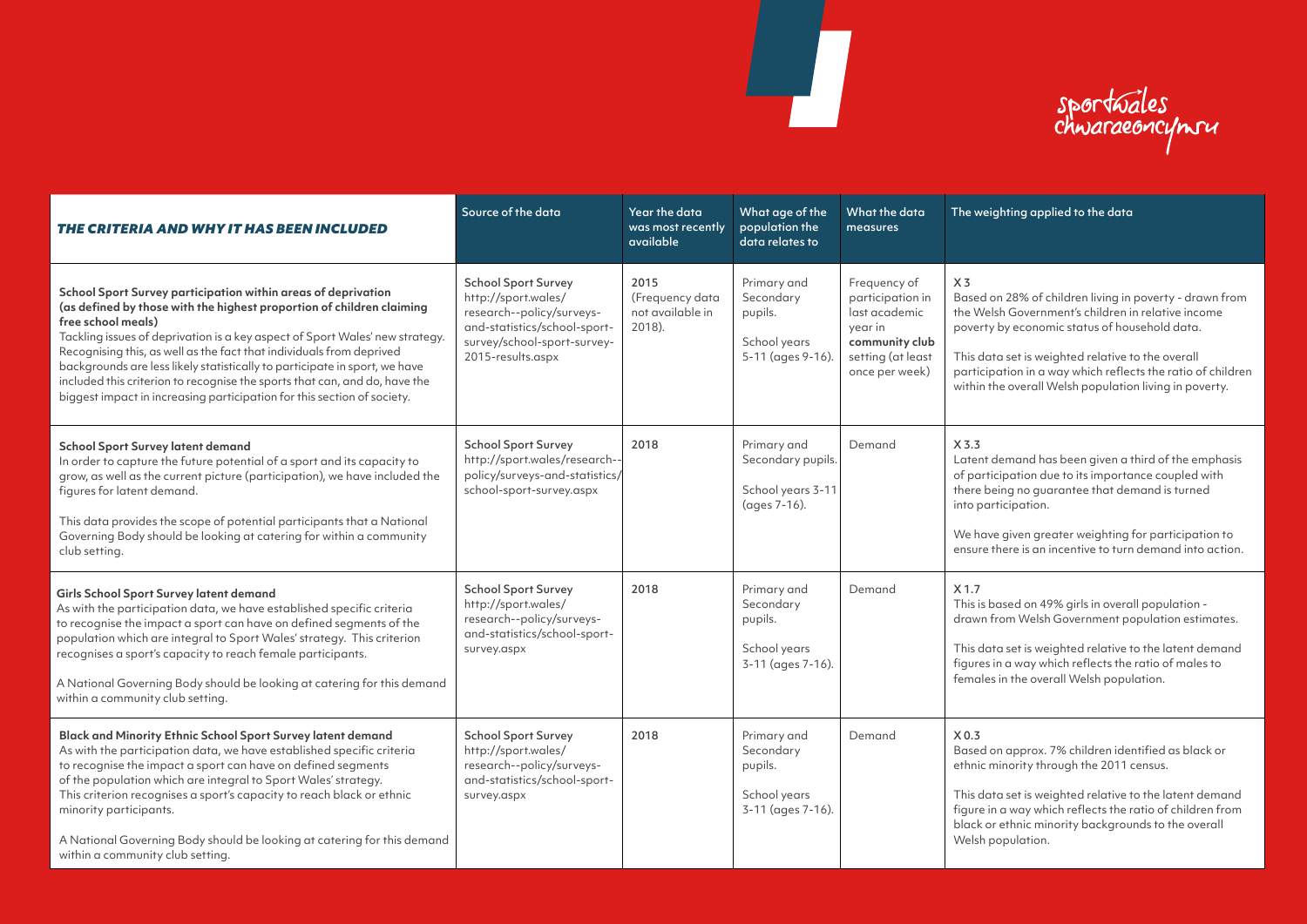| *THE CRITERIA AND WHY IT HAS BEEN INCLUDED* | Source of the data | Year the data was most recently available | What age of the population the data relates to | What the data measures | The weighting applied to the data |
|---|---|---|---|---|---|
| **School Sport Survey participation within areas of deprivation (as defined by those with the highest proportion of children claiming free school meals)**<br>Tackling issues of deprivation is a key aspect of Sport Wales' new strategy. Recognising this, as well as the fact that individuals from deprived backgrounds are less likely statistically to participate in sport, we have included this criterion to recognise the sports that can, and do, have the biggest impact in increasing participation for this section of society. | School Sport Survey http://sport.wales/research--policy/surveys-and-statistics/school-sport-survey/school-sport-survey-2015-results.aspx | 2015 (Frequency data not available in 2018). | Primary and Secondary pupils.<br>School years 5-11 (ages 9-16). | Frequency of participation in last academic year in **community club** setting (at least once per week) | X 3<br>Based on 28% of children living in poverty - drawn from the Welsh Government's children in relative income poverty by economic status of household data.<br>This data set is weighted relative to the overall participation in a way which reflects the ratio of children within the overall Welsh population living in poverty. |
| **School Sport Survey latent demand**<br>In order to capture the future potential of a sport and its capacity to grow, as well as the current picture (participation), we have included the figures for latent demand.<br>This data provides the scope of potential participants that a National Governing Body should be looking at catering for within a community club setting. | School Sport Survey http://sport.wales/research--policy/surveys-and-statistics/school-sport-survey.aspx | 2018 | Primary and Secondary pupils.<br>School years 3-11 (ages 7-16). | Demand | X 3.3<br>Latent demand has been given a third of the emphasis of participation due to its importance coupled with there being no guarantee that demand is turned into participation.<br>We have given greater weighting for participation to ensure there is an incentive to turn demand into action. |
| **Girls School Sport Survey latent demand**<br>As with the participation data, we have established specific criteria to recognise the impact a sport can have on defined segments of the population which are integral to Sport Wales' strategy. This criterion recognises a sport's capacity to reach female participants.<br>A National Governing Body should be looking at catering for this demand within a community club setting. | School Sport Survey http://sport.wales/research--policy/surveys-and-statistics/school-sport-survey.aspx | 2018 | Primary and Secondary pupils.<br>School years 3-11 (ages 7-16). | Demand | X 1.7<br>This is based on 49% girls in overall population - drawn from Welsh Government population estimates.<br>This data set is weighted relative to the latent demand figures in a way which reflects the ratio of males to females in the overall Welsh population. |
| **Black and Minority Ethnic School Sport Survey latent demand**<br>As with the participation data, we have established specific criteria to recognise the impact a sport can have on defined segments of the population which are integral to Sport Wales' strategy. This criterion recognises a sport's capacity to reach black or ethnic minority participants.<br>A National Governing Body should be looking at catering for this demand within a community club setting. | School Sport Survey http://sport.wales/research--policy/surveys-and-statistics/school-sport-survey.aspx | 2018 | Primary and Secondary pupils.<br>School years 3-11 (ages 7-16). | Demand | X 0.3<br>Based on approx. 7% children identified as black or ethnic minority through the 2011 census.<br>This data set is weighted relative to the latent demand figure in a way which reflects the ratio of children from black or ethnic minority backgrounds to the overall Welsh population. |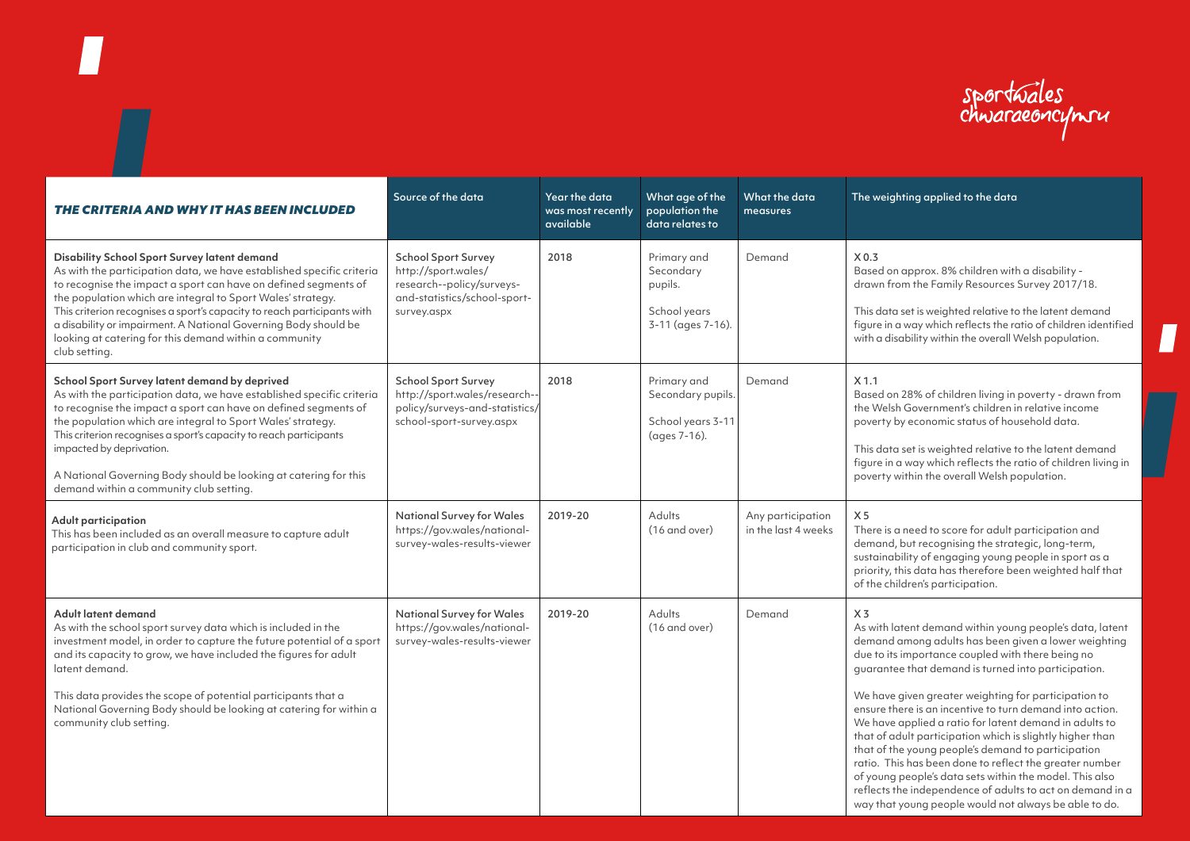| *THE CRITERIA AND WHY IT HAS BEEN INCLUDED* | Source of the data | Year the data was most recently available | What age of the population the data relates to | What the data measures | The weighting applied to the data |
|---|---|---|---|---|---|
| **Disability School Sport Survey latent demand**<br>As with the participation data, we have established specific criteria to recognise the impact a sport can have on defined segments of the population which are integral to Sport Wales' strategy. This criterion recognises a sport's capacity to reach participants with a disability or impairment. A National Governing Body should be looking at catering for this demand within a community club setting. | School Sport Survey http://sport.wales/research--policy/surveys-and-statistics/school-sport-survey.aspx | 2018 | Primary and Secondary pupils.<br><br>School years 3-11 (ages 7-16). | Demand | X 0.3<br>Based on approx. 8% children with a disability - drawn from the Family Resources Survey 2017/18.<br><br>This data set is weighted relative to the latent demand figure in a way which reflects the ratio of children identified with a disability within the overall Welsh population. |
| **School Sport Survey latent demand by deprived**<br>As with the participation data, we have established specific criteria to recognise the impact a sport can have on defined segments of the population which are integral to Sport Wales' strategy. This criterion recognises a sport's capacity to reach participants impacted by deprivation.<br><br>A National Governing Body should be looking at catering for this demand within a community club setting. | School Sport Survey http://sport.wales/research--policy/surveys-and-statistics/school-sport-survey.aspx | 2018 | Primary and Secondary pupils.<br><br>School years 3-11 (ages 7-16). | Demand | X 1.1<br>Based on 28% of children living in poverty - drawn from the Welsh Government's children in relative income poverty by economic status of household data.<br><br>This data set is weighted relative to the latent demand figure in a way which reflects the ratio of children living in poverty within the overall Welsh population. |
| **Adult participation**<br>This has been included as an overall measure to capture adult participation in club and community sport. | National Survey for Wales https://gov.wales/national-survey-wales-results-viewer | 2019-20 | Adults (16 and over) | Any participation in the last 4 weeks | X 5<br>There is a need to score for adult participation and demand, but recognising the strategic, long-term, sustainability of engaging young people in sport as a priority, this data has therefore been weighted half that of the children's participation. |
| **Adult latent demand**<br>As with the school sport survey data which is included in the investment model, in order to capture the future potential of a sport and its capacity to grow, we have included the figures for adult latent demand.<br><br>This data provides the scope of potential participants that a National Governing Body should be looking at catering for within a community club setting. | National Survey for Wales https://gov.wales/national-survey-wales-results-viewer | 2019-20 | Adults (16 and over) | Demand | X 3<br>As with latent demand within young people's data, latent demand among adults has been given a lower weighting due to its importance coupled with there being no guarantee that demand is turned into participation.<br><br>We have given greater weighting for participation to ensure there is an incentive to turn demand into action. We have applied a ratio for latent demand in adults to that of adult participation which is slightly higher than that of the young people's demand to participation ratio. This has been done to reflect the greater number of young people's data sets within the model. This also reflects the independence of adults to act on demand in a way that young people would not always be able to do. |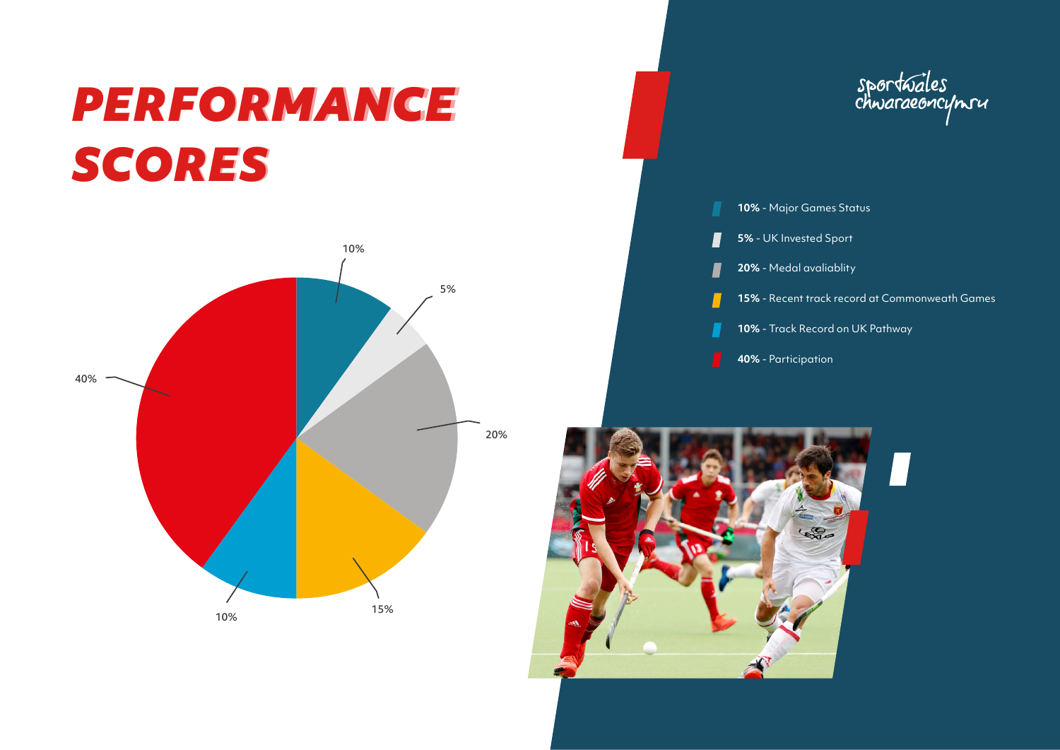# PERFORMANCE SCORES

- **10%** - Major Games Status
- **5%** - UK Invested Sport
- **20%** - Medal avaliablity
- **15%** - Recent track record at Commonweath Games
- **10%** - Track Record on UK Pathway
- **40%** - Participation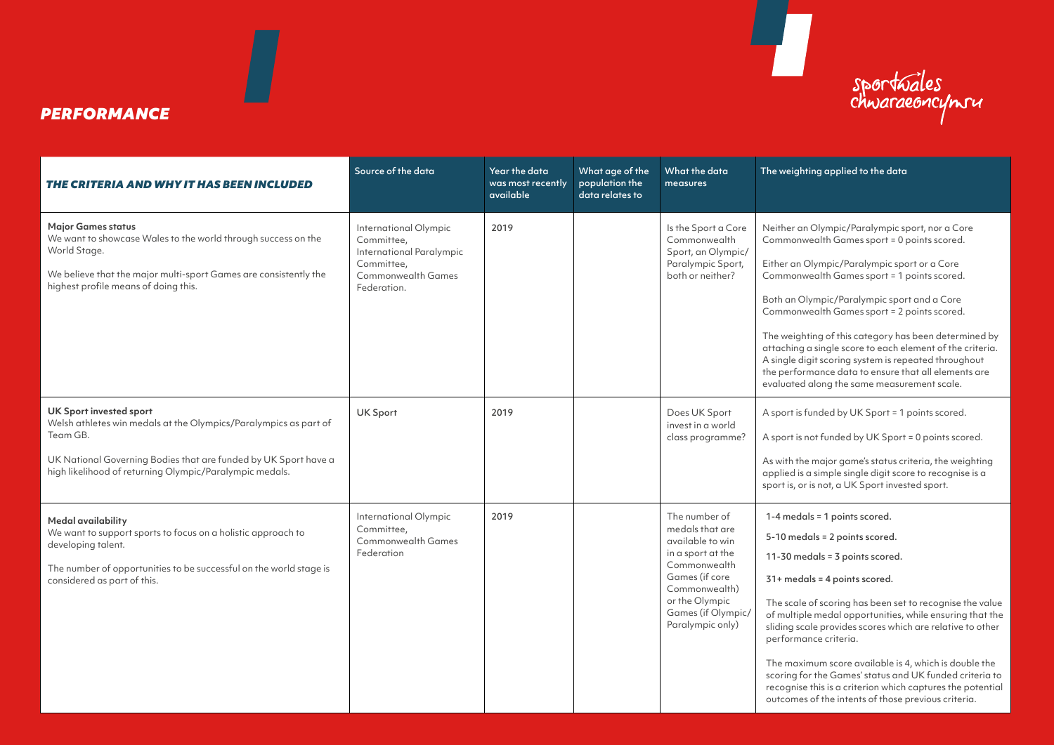## *PERFORMANCE*

sportwales chwaraeoncymru

| *THE CRITERIA AND WHY IT HAS BEEN INCLUDED* | Source of the data | Year the data was most recently available | What age of the population the data relates to | What the data measures | The weighting applied to the data |
|---|---|---|---|---|---|
| **Major Games status**<br>We want to showcase Wales to the world through success on the World Stage.<br><br>We believe that the major multi-sport Games are consistently the highest profile means of doing this. | International Olympic Committee, International Paralympic Committee, Commonwealth Games Federation. | 2019 | | Is the Sport a Core Commonwealth Sport, an Olympic/ Paralympic Sport, both or neither? | Neither an Olympic/Paralympic sport, nor a Core Commonwealth Games sport = 0 points scored.<br><br>Either an Olympic/Paralympic sport or a Core Commonwealth Games sport = 1 points scored.<br><br>Both an Olympic/Paralympic sport and a Core Commonwealth Games sport = 2 points scored.<br><br>The weighting of this category has been determined by attaching a single score to each element of the criteria. A single digit scoring system is repeated throughout the performance data to ensure that all elements are evaluated along the same measurement scale. |
| **UK Sport invested sport**<br>Welsh athletes win medals at the Olympics/Paralympics as part of Team GB.<br><br>UK National Governing Bodies that are funded by UK Sport have a high likelihood of returning Olympic/Paralympic medals. | UK Sport | 2019 | | Does UK Sport invest in a world class programme? | A sport is funded by UK Sport = 1 points scored.<br><br>A sport is not funded by UK Sport = 0 points scored.<br><br>As with the major game's status criteria, the weighting applied is a simple single digit score to recognise is a sport is, or is not, a UK Sport invested sport. |
| **Medal availability**<br>We want to support sports to focus on a holistic approach to developing talent.<br><br>The number of opportunities to be successful on the world stage is considered as part of this. | International Olympic Committee, Commonwealth Games Federation | 2019 | | The number of medals that are available to win in a sport at the Commonwealth Games (if core Commonwealth) or the Olympic Games (if Olympic/ Paralympic only) | **1-4 medals = 1 points scored.**<br><br>**5-10 medals = 2 points scored.**<br><br>**11-30 medals = 3 points scored.**<br><br>**31+ medals = 4 points scored.**<br><br>The scale of scoring has been set to recognise the value of multiple medal opportunities, while ensuring that the sliding scale provides scores which are relative to other performance criteria.<br><br>The maximum score available is 4, which is double the scoring for the Games' status and UK funded criteria to recognise this is a criterion which captures the potential outcomes of the intents of those previous criteria. |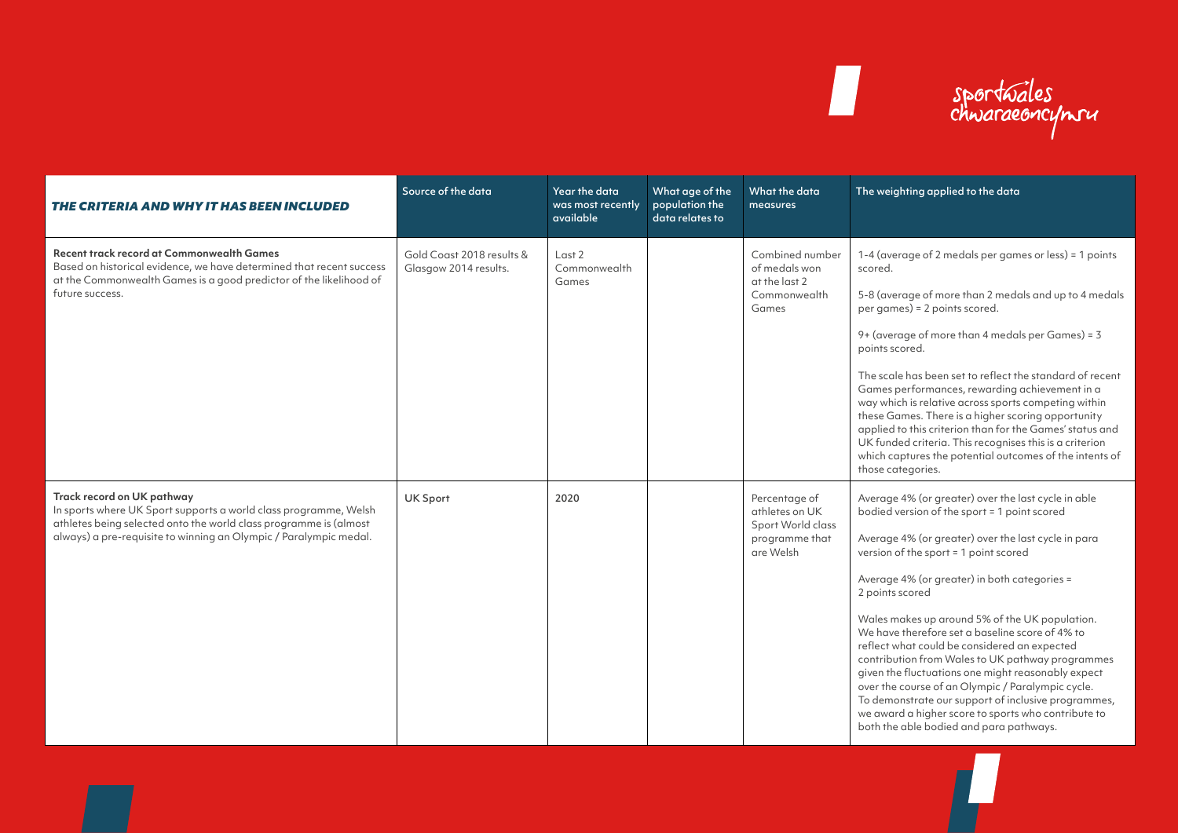| *THE CRITERIA AND WHY IT HAS BEEN INCLUDED* | Source of the data | Year the data was most recently available | What age of the population the data relates to | What the data measures | The weighting applied to the data |
|---|---|---|---|---|---|
| **Recent track record at Commonwealth Games**<br>Based on historical evidence, we have determined that recent success at the Commonwealth Games is a good predictor of the likelihood of future success. | Gold Coast 2018 results & Glasgow 2014 results. | Last 2 Commonwealth Games | | Combined number of medals won at the last 2 Commonwealth Games | 1-4 (average of 2 medals per games or less) = 1 points scored.<br><br>5-8 (average of more than 2 medals and up to 4 medals per games) = 2 points scored.<br><br>9+ (average of more than 4 medals per Games) = 3 points scored.<br><br>The scale has been set to reflect the standard of recent Games performances, rewarding achievement in a way which is relative across sports competing within these Games. There is a higher scoring opportunity applied to this criterion than for the Games' status and UK funded criteria. This recognises this is a criterion which captures the potential outcomes of the intents of those categories. |
| **Track record on UK pathway**<br>In sports where UK Sport supports a world class programme, Welsh athletes being selected onto the world class programme is (almost always) a pre-requisite to winning an Olympic / Paralympic medal. | UK Sport | 2020 | | Percentage of athletes on UK Sport World class programme that are Welsh | Average 4% (or greater) over the last cycle in able bodied version of the sport = 1 point scored<br><br>Average 4% (or greater) over the last cycle in para version of the sport = 1 point scored<br><br>Average 4% (or greater) in both categories = 2 points scored<br><br>Wales makes up around 5% of the UK population. We have therefore set a baseline score of 4% to reflect what could be considered an expected contribution from Wales to UK pathway programmes given the fluctuations one might reasonably expect over the course of an Olympic / Paralympic cycle. To demonstrate our support of inclusive programmes, we award a higher score to sports who contribute to both the able bodied and para pathways. |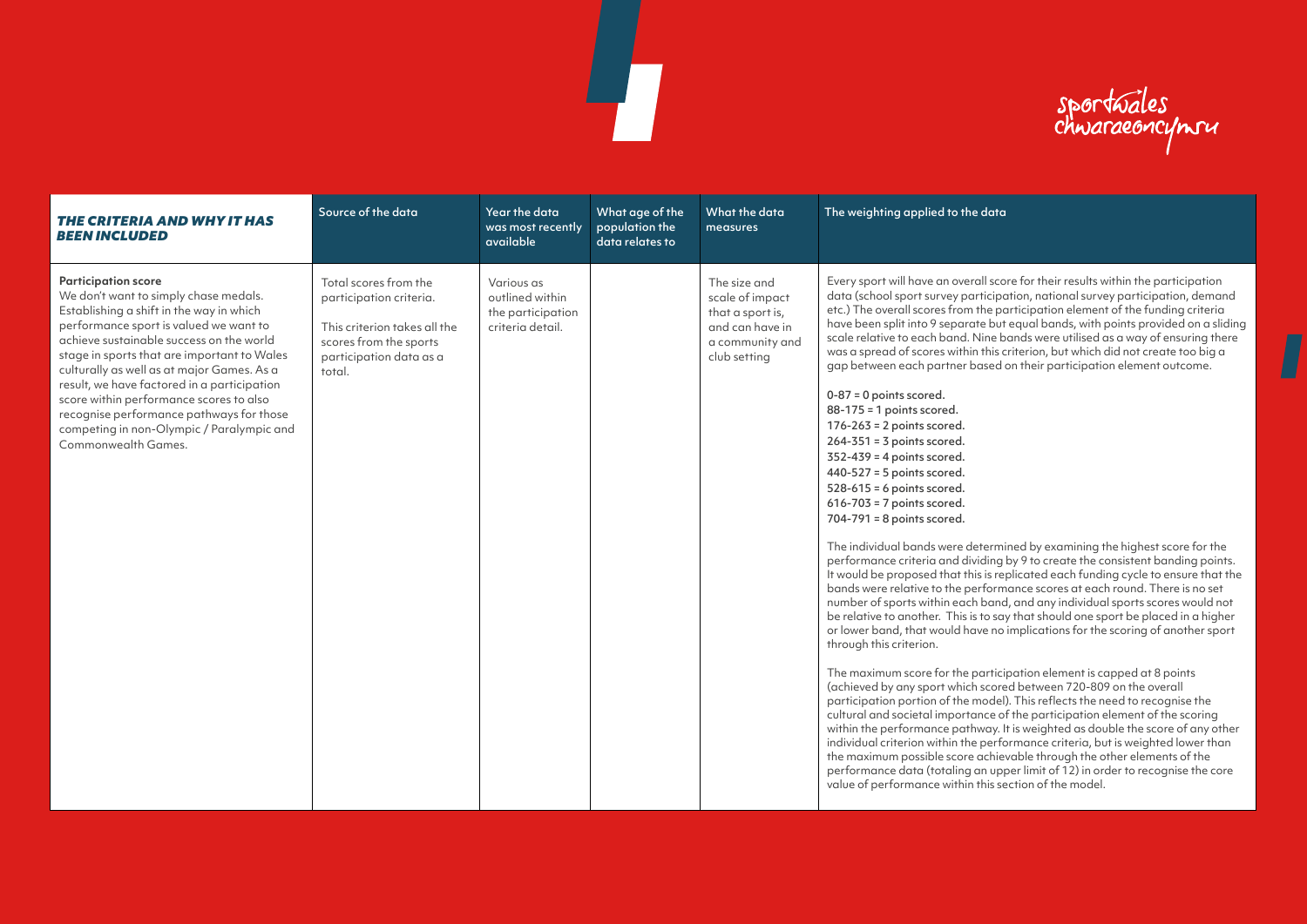| *THE CRITERIA AND WHY IT HAS BEEN INCLUDED* | Source of the data | Year the data was most recently available | What age of the population the data relates to | What the data measures | The weighting applied to the data |
|---|---|---|---|---|---|
| **Participation score**<br>We don't want to simply chase medals. Establishing a shift in the way in which performance sport is valued we want to achieve sustainable success on the world stage in sports that are important to Wales culturally as well as at major Games. As a result, we have factored in a participation score within performance scores to also recognise performance pathways for those competing in non-Olympic / Paralympic and Commonwealth Games. | Total scores from the participation criteria.<br><br>This criterion takes all the scores from the sports participation data as a total. | Various as outlined within the participation criteria detail. | | The size and scale of impact that a sport is, and can have in a community and club setting | Every sport will have an overall score for their results within the participation data (school sport survey participation, national survey participation, demand etc.) The overall scores from the participation element of the funding criteria have been split into 9 separate but equal bands, with points provided on a sliding scale relative to each band. Nine bands were utilised as a way of ensuring there was a spread of scores within this criterion, but which did not create too big a gap between each partner based on their participation element outcome.<br><br>0-87 = 0 points scored.<br>88-175 = 1 points scored.<br>176-263 = 2 points scored.<br>264-351 = 3 points scored.<br>352-439 = 4 points scored.<br>440-527 = 5 points scored.<br>528-615 = 6 points scored.<br>616-703 = 7 points scored.<br>704-791 = 8 points scored.<br><br>The individual bands were determined by examining the highest score for the performance criteria and dividing by 9 to create the consistent banding points. It would be proposed that this is replicated each funding cycle to ensure that the bands were relative to the performance scores at each round. There is no set number of sports within each band, and any individual sports scores would not be relative to another. This is to say that should one sport be placed in a higher or lower band, that would have no implications for the scoring of another sport through this criterion.<br><br>The maximum score for the participation element is capped at 8 points (achieved by any sport which scored between 720-809 on the overall participation portion of the model). This reflects the need to recognise the cultural and societal importance of the participation element of the scoring within the performance pathway. It is weighted as double the score of any other individual criterion within the performance criteria, but is weighted lower than the maximum possible score achievable through the other elements of the performance data (totaling an upper limit of 12) in order to recognise the core value of performance within this section of the model. |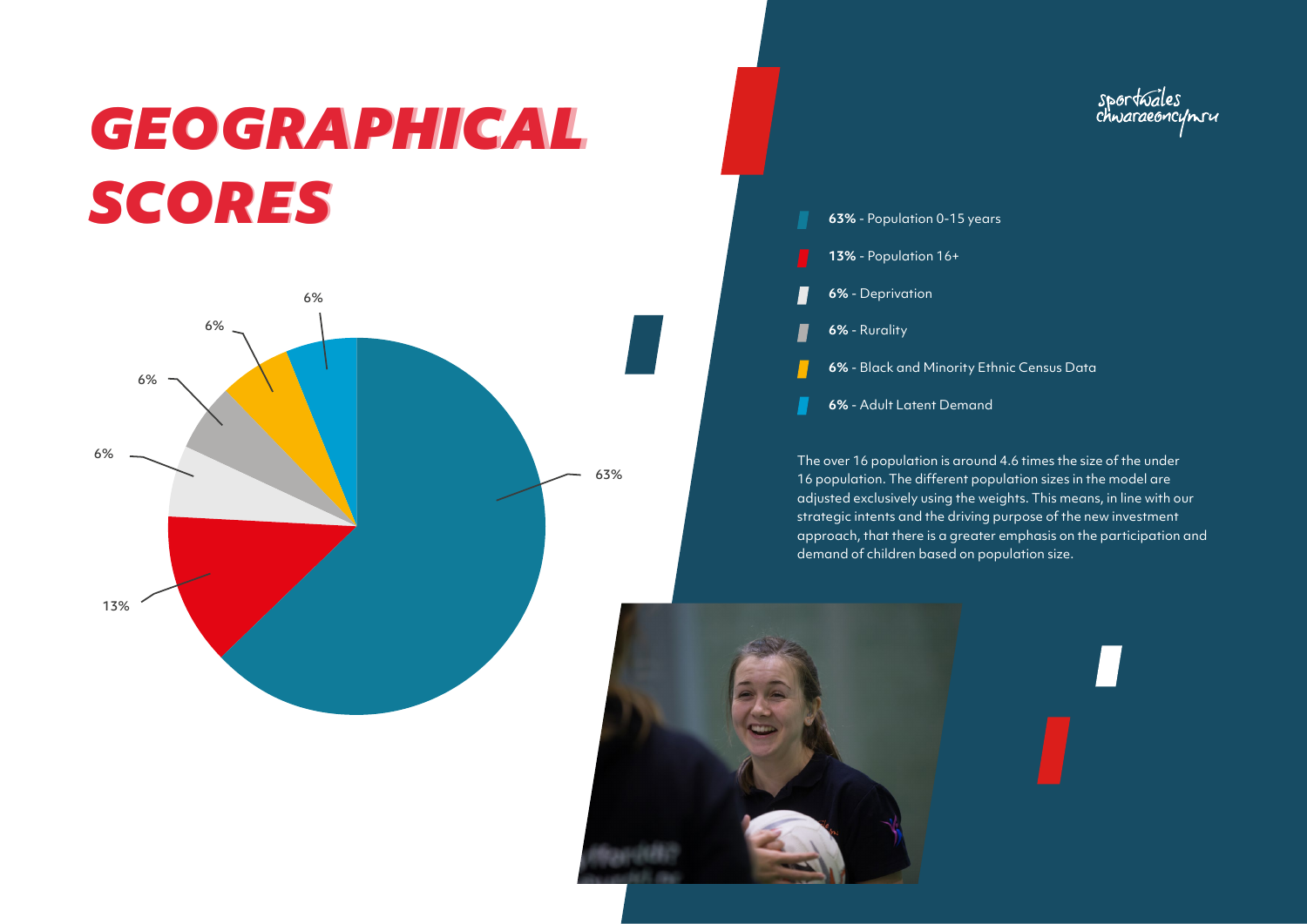# GEOGRAPHICAL SCORES

- **63%** - Population 0-15 years
- **13%** - Population 16+
- **6%** - Deprivation
- **6%** - Rurality
- **6%** - Black and Minority Ethnic Census Data
- **6%** - Adult Latent Demand

The over 16 population is around 4.6 times the size of the under 16 population. The different population sizes in the model are adjusted exclusively using the weights. This means, in line with our strategic intents and the driving purpose of the new investment approach, that there is a greater emphasis on the participation and demand of children based on population size.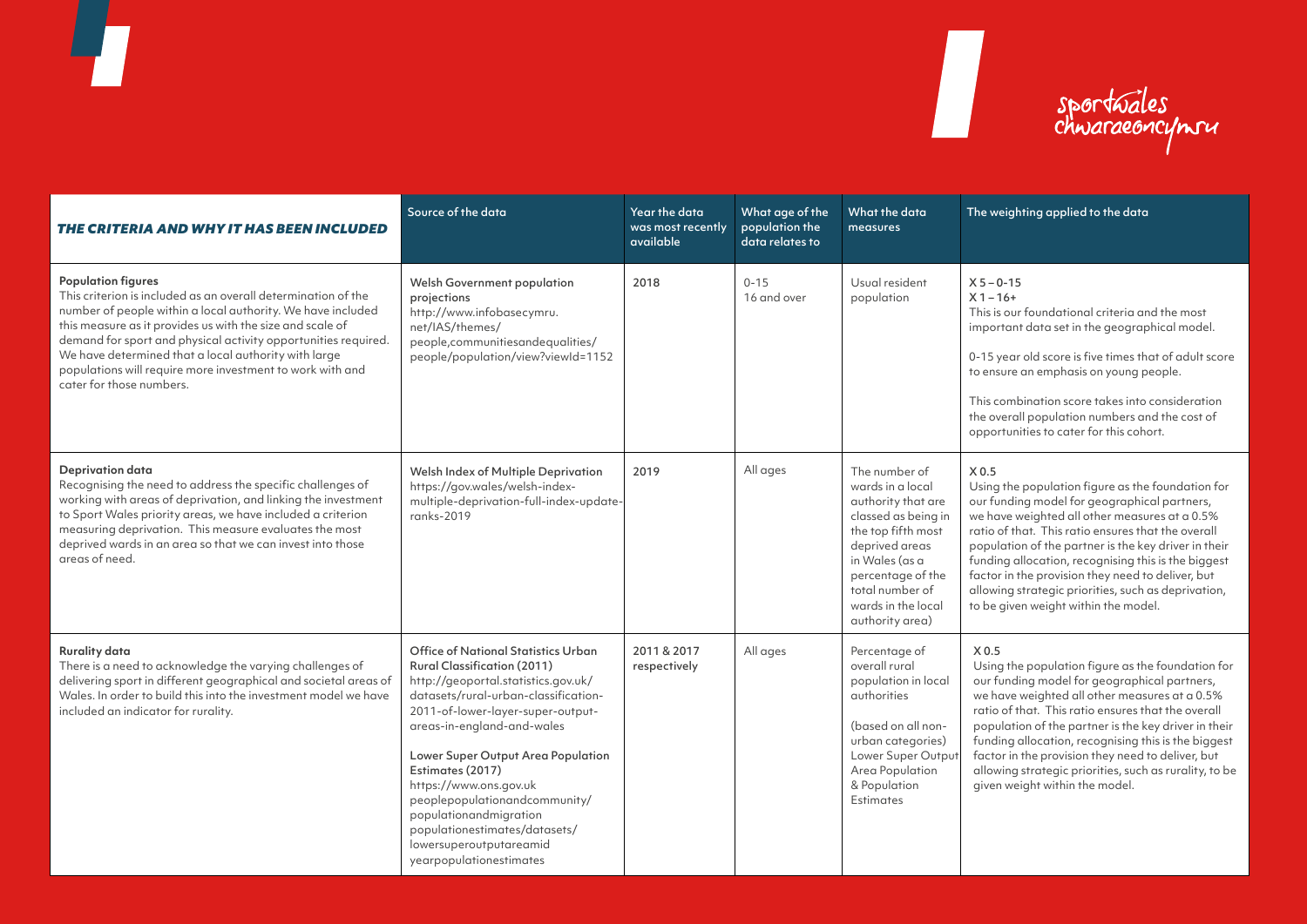| *THE CRITERIA AND WHY IT HAS BEEN INCLUDED* | Source of the data | Year the data was most recently available | What age of the population the data relates to | What the data measures | The weighting applied to the data |
|---|---|---|---|---|---|
| **Population figures**<br>This criterion is included as an overall determination of the number of people within a local authority. We have included this measure as it provides us with the size and scale of demand for sport and physical activity opportunities required. We have determined that a local authority with large populations will require more investment to work with and cater for those numbers. | **Welsh Government population projections**<br>http://www.infobasecymru.net/IAS/themes/people,communitiesandequalities/people/population/view?viewId=1152 | 2018 | 0-15<br>16 and over | Usual resident population | X 5 – 0-15<br>X 1 – 16+<br>This is our foundational criteria and the most important data set in the geographical model.<br>0-15 year old score is five times that of adult score to ensure an emphasis on young people.<br>This combination score takes into consideration the overall population numbers and the cost of opportunities to cater for this cohort. |
| **Deprivation data**<br>Recognising the need to address the specific challenges of working with areas of deprivation, and linking the investment to Sport Wales priority areas, we have included a criterion measuring deprivation. This measure evaluates the most deprived wards in an area so that we can invest into those areas of need. | **Welsh Index of Multiple Deprivation**<br>https://gov.wales/welsh-index-multiple-deprivation-full-index-update-ranks-2019 | 2019 | All ages | The number of wards in a local authority that are classed as being in the top fifth most deprived areas in Wales (as a percentage of the total number of wards in the local authority area) | X 0.5<br>Using the population figure as the foundation for our funding model for geographical partners, we have weighted all other measures at a 0.5% ratio of that. This ratio ensures that the overall population of the partner is the key driver in their funding allocation, recognising this is the biggest factor in the provision they need to deliver, but allowing strategic priorities, such as deprivation, to be given weight within the model. |
| **Rurality data**<br>There is a need to acknowledge the varying challenges of delivering sport in different geographical and societal areas of Wales. In order to build this into the investment model we have included an indicator for rurality. | **Office of National Statistics Urban Rural Classification (2011)**<br>http://geoportal.statistics.gov.uk/datasets/rural-urban-classification-2011-of-lower-layer-super-output-areas-in-england-and-wales<br><br>**Lower Super Output Area Population Estimates (2017)**<br>https://www.ons.gov.uk/peoplepopulationandcommunity/populationandmigration/populationestimates/datasets/lowersuperoutputareamidyearpopulationestimates | 2011 & 2017 respectively | All ages | Percentage of overall rural population in local authorities<br><br>(based on all non-urban categories) Lower Super Output Area Population & Population Estimates | X 0.5<br>Using the population figure as the foundation for our funding model for geographical partners, we have weighted all other measures at a 0.5% ratio of that. This ratio ensures that the overall population of the partner is the key driver in their funding allocation, recognising this is the biggest factor in the provision they need to deliver, but allowing strategic priorities, such as rurality, to be given weight within the model. |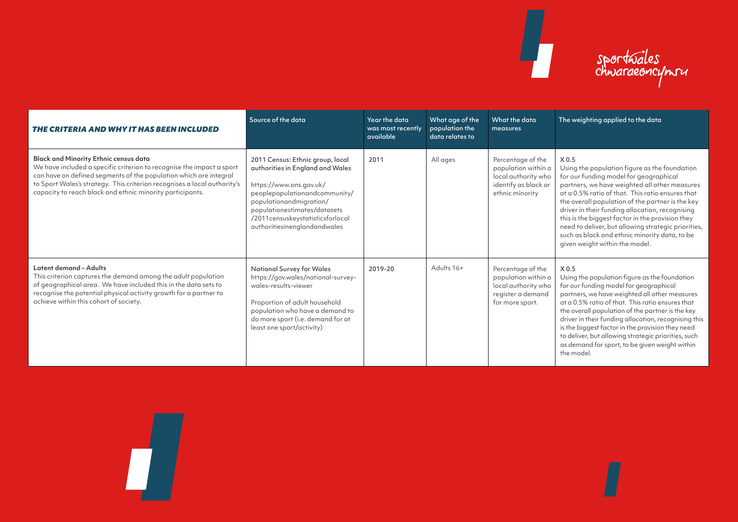| *THE CRITERIA AND WHY IT HAS BEEN INCLUDED* | Source of the data | Year the data was most recently available | What age of the population the data relates to | What the data measures | The weighting applied to the data |
|---|---|---|---|---|---|
| **Black and Minority Ethnic census data**<br>We have included a specific criterion to recognise the impact a sport can have on defined segments of the population which are integral to Sport Wales's strategy. This criterion recognises a local authority's capacity to reach black and ethnic minority participants. | **2011 Census: Ethnic group, local authorities in England and Wales**<br><br>https://www.ons.gov.uk/peoplepopulationandcommunity/populationandmigration/populationestimates/datasets/2011censuskeystatisticsforlocalauthoritiesinenglandandwales | 2011 | All ages | Percentage of the population within a local authority who identify as black or ethnic minority | X 0.5<br>Using the population figure as the foundation for our funding model for geographical partners, we have weighted all other measures at a 0.5% ratio of that. This ratio ensures that the overall population of the partner is the key driver in their funding allocation, recognising this is the biggest factor in the provision they need to deliver, but allowing strategic priorities, such as black and ethnic minority data, to be given weight within the model. |
| **Latent demand – Adults**<br>This criterion captures the demand among the adult population of geographical area. We have included this in the data sets to recognise the potential physical activity growth for a partner to achieve within this cohort of society. | **National Survey for Wales**<br>https://gov.wales/national-survey-wales-results-viewer<br><br>Proportion of adult household population who have a demand to do more sport (i.e. demand for at least one sport/activity) | 2019-20 | Adults 16+ | Percentage of the population within a local authority who register a demand for more sport. | X 0.5<br>Using the population figure as the foundation for our funding model for geographical partners, we have weighted all other measures at a 0.5% ratio of that. This ratio ensures that the overall population of the partner is the key driver in their funding allocation, recognising this is the biggest factor in the provision they need to deliver, but allowing strategic priorities, such as demand for sport, to be given weight within the model. |